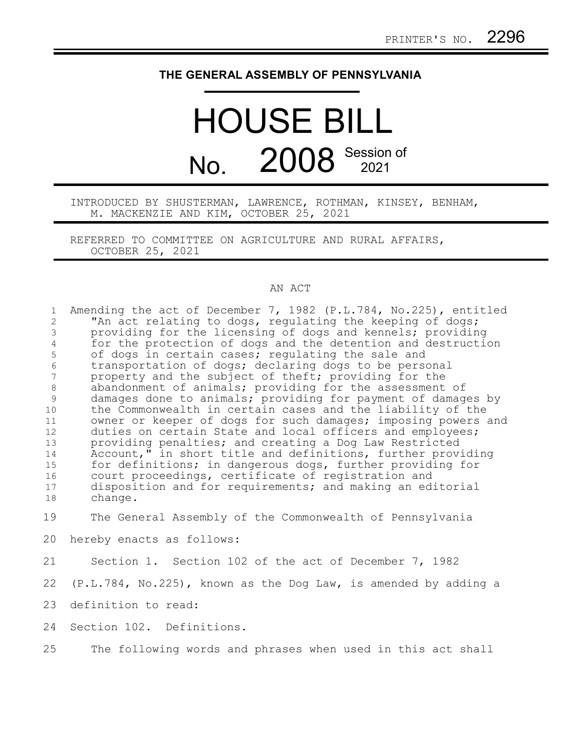PRINTER'S NO. 2296

THE GENERAL ASSEMBLY OF PENNSYLVANIA

# HOUSE BILL

# No. 2008 Session of 2021

INTRODUCED BY SHUSTERMAN, LAWRENCE, ROTHMAN, KINSEY, BENHAM, M. MACKENZIE AND KIM, OCTOBER 25, 2021

REFERRED TO COMMITTEE ON AGRICULTURE AND RURAL AFFAIRS, OCTOBER 25, 2021

AN ACT

Amending the act of December 7, 1982 (P.L.784, No.225), entitled "An act relating to dogs, regulating the keeping of dogs; providing for the licensing of dogs and kennels; providing for the protection of dogs and the detention and destruction of dogs in certain cases; regulating the sale and transportation of dogs; declaring dogs to be personal property and the subject of theft; providing for the abandonment of animals; providing for the assessment of damages done to animals; providing for payment of damages by the Commonwealth in certain cases and the liability of the owner or keeper of dogs for such damages; imposing powers and duties on certain State and local officers and employees; providing penalties; and creating a Dog Law Restricted Account," in short title and definitions, further providing for definitions; in dangerous dogs, further providing for court proceedings, certificate of registration and disposition and for requirements; and making an editorial change.

The General Assembly of the Commonwealth of Pennsylvania hereby enacts as follows:

Section 1. Section 102 of the act of December 7, 1982 (P.L.784, No.225), known as the Dog Law, is amended by adding a definition to read:

Section 102. Definitions.

The following words and phrases when used in this act shall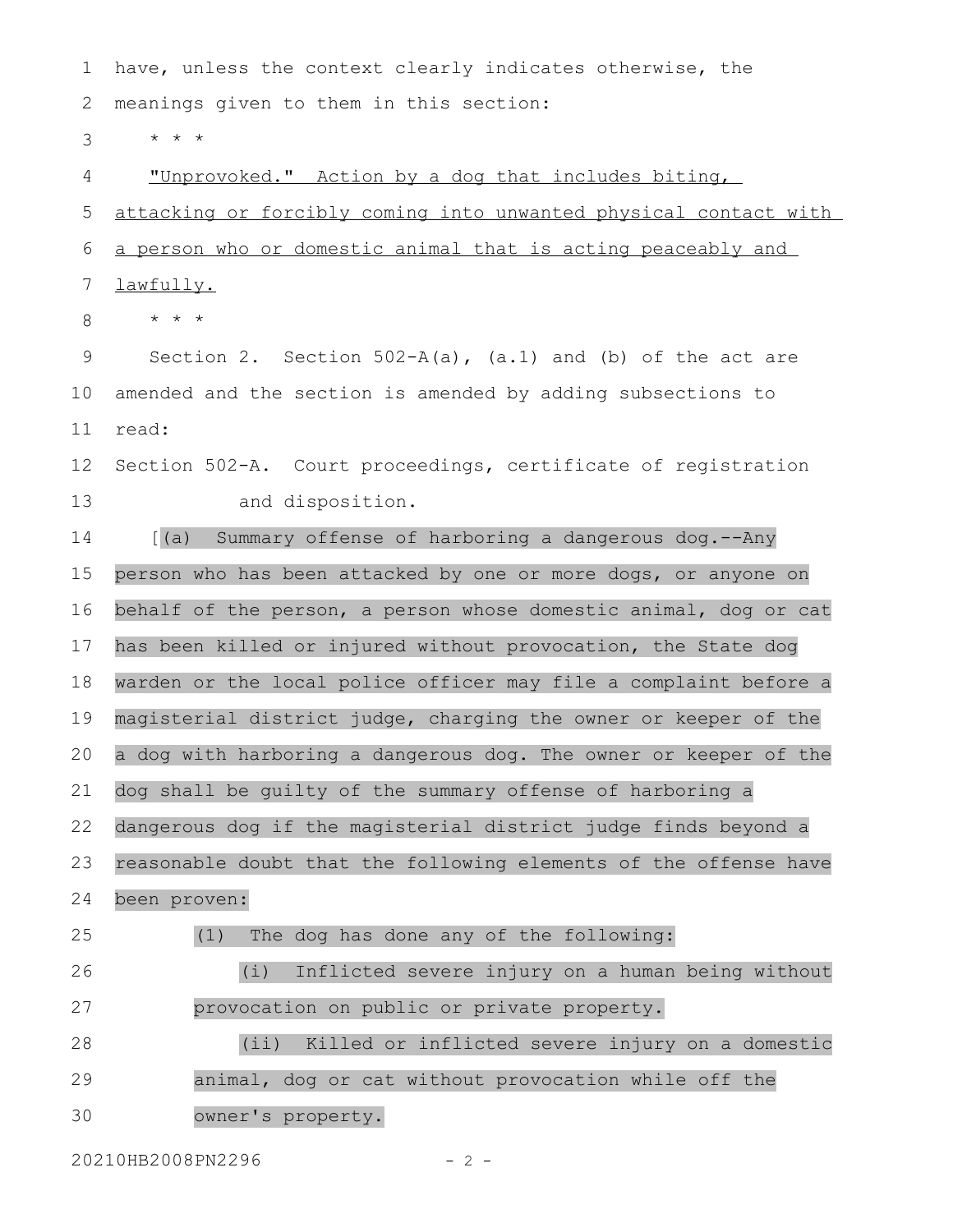have, unless the context clearly indicates otherwise, the meanings given to them in this section:

\* \* \*

"Unprovoked." Action by a dog that includes biting, attacking or forcibly coming into unwanted physical contact with a person who or domestic animal that is acting peaceably and lawfully.

\* \* \*

Section 2. Section 502-A(a), (a.1) and (b) of the act are amended and the section is amended by adding subsections to read:

Section 502-A. Court proceedings, certificate of registration and disposition.

[(a) Summary offense of harboring a dangerous dog.--Any person who has been attacked by one or more dogs, or anyone on behalf of the person, a person whose domestic animal, dog or cat has been killed or injured without provocation, the State dog warden or the local police officer may file a complaint before a magisterial district judge, charging the owner or keeper of the a dog with harboring a dangerous dog. The owner or keeper of the dog shall be guilty of the summary offense of harboring a dangerous dog if the magisterial district judge finds beyond a reasonable doubt that the following elements of the offense have been proven:

(1) The dog has done any of the following:

(i) Inflicted severe injury on a human being without provocation on public or private property.

(ii) Killed or inflicted severe injury on a domestic animal, dog or cat without provocation while off the owner's property.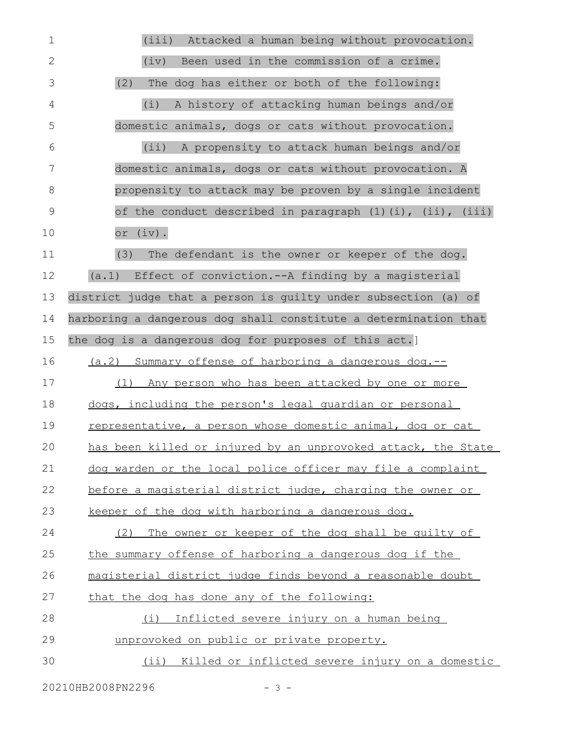(iii) Attacked a human being without provocation.

(iv) Been used in the commission of a crime.

(2) The dog has either or both of the following:

(i) A history of attacking human beings and/or domestic animals, dogs or cats without provocation.

(ii) A propensity to attack human beings and/or domestic animals, dogs or cats without provocation. A propensity to attack may be proven by a single incident of the conduct described in paragraph (1)(i), (ii), (iii) or (iv).

(3) The defendant is the owner or keeper of the dog.

(a.1) Effect of conviction.--A finding by a magisterial district judge that a person is guilty under subsection (a) of harboring a dangerous dog shall constitute a determination that the dog is a dangerous dog for purposes of this act.]

(a.2) Summary offense of harboring a dangerous dog.--

(1) Any person who has been attacked by one or more dogs, including the person's legal guardian or personal representative, a person whose domestic animal, dog or cat has been killed or injured by an unprovoked attack, the State dog warden or the local police officer may file a complaint before a magisterial district judge, charging the owner or keeper of the dog with harboring a dangerous dog.

(2) The owner or keeper of the dog shall be guilty of the summary offense of harboring a dangerous dog if the magisterial district judge finds beyond a reasonable doubt that the dog has done any of the following:

(i) Inflicted severe injury on a human being unprovoked on public or private property.

(ii) Killed or inflicted severe injury on a domestic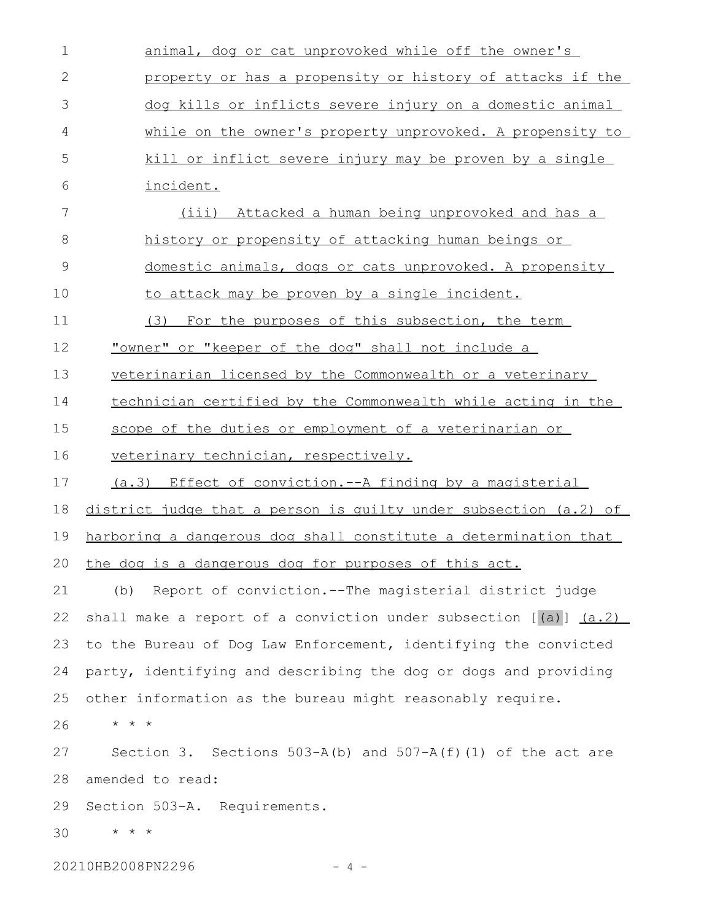animal, dog or cat unprovoked while off the owner's property or has a propensity or history of attacks if the dog kills or inflicts severe injury on a domestic animal while on the owner's property unprovoked. A propensity to kill or inflict severe injury may be proven by a single incident.

(iii) Attacked a human being unprovoked and has a history or propensity of attacking human beings or domestic animals, dogs or cats unprovoked. A propensity to attack may be proven by a single incident.

(3) For the purposes of this subsection, the term "owner" or "keeper of the dog" shall not include a veterinarian licensed by the Commonwealth or a veterinary technician certified by the Commonwealth while acting in the scope of the duties or employment of a veterinarian or veterinary technician, respectively.

(a.3) Effect of conviction.--A finding by a magisterial district judge that a person is guilty under subsection (a.2) of harboring a dangerous dog shall constitute a determination that the dog is a dangerous dog for purposes of this act.

(b) Report of conviction.--The magisterial district judge shall make a report of a conviction under subsection [(a)] (a.2) to the Bureau of Dog Law Enforcement, identifying the convicted party, identifying and describing the dog or dogs and providing other information as the bureau might reasonably require.

* * *

Section 3. Sections 503-A(b) and 507-A(f)(1) of the act are amended to read:

Section 503-A. Requirements.

* * *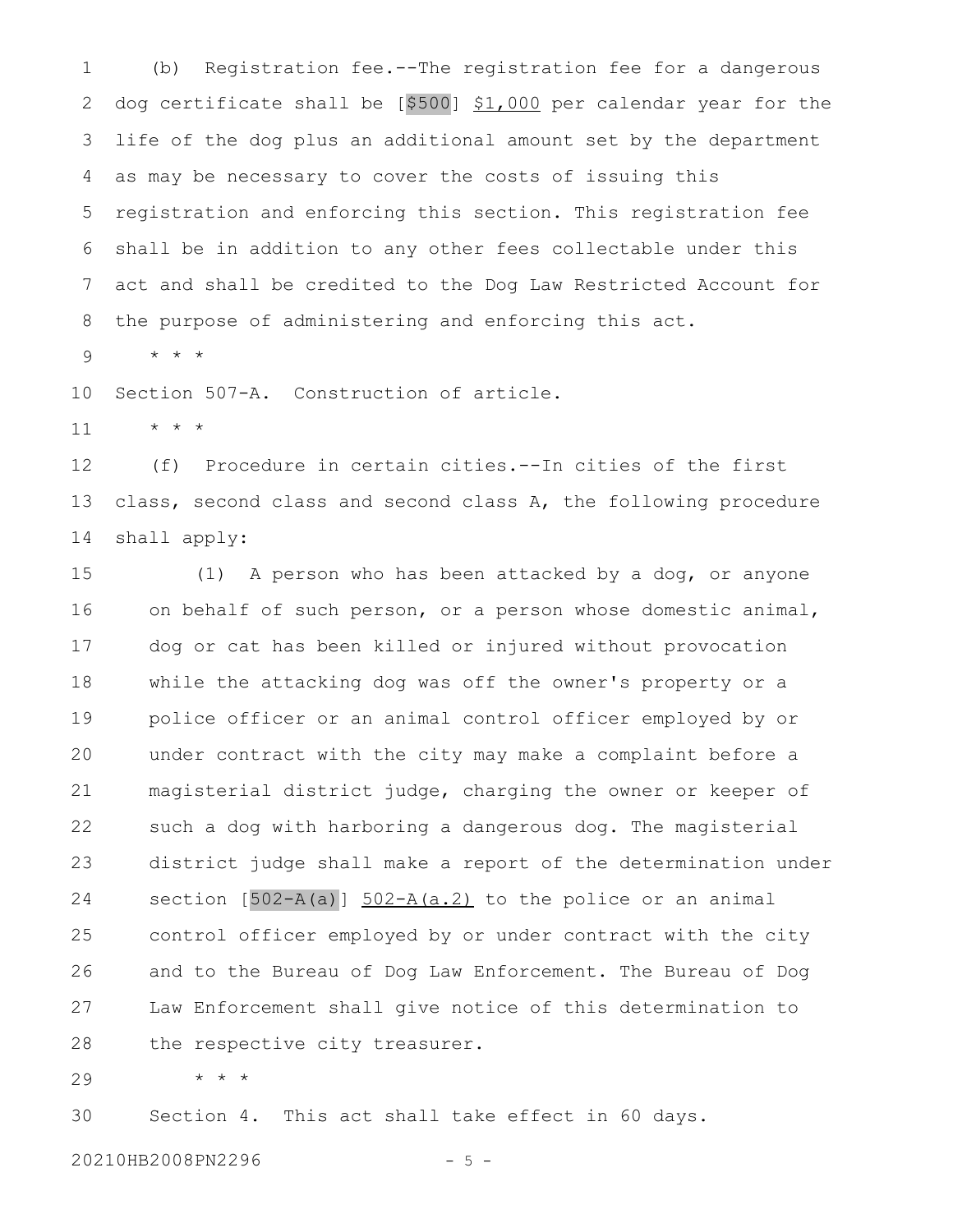(b) Registration fee.--The registration fee for a dangerous dog certificate shall be [$500] $1,000 per calendar year for the life of the dog plus an additional amount set by the department as may be necessary to cover the costs of issuing this registration and enforcing this section. This registration fee shall be in addition to any other fees collectable under this act and shall be credited to the Dog Law Restricted Account for the purpose of administering and enforcing this act.

* * *

Section 507-A. Construction of article.

* * *

(f) Procedure in certain cities.--In cities of the first class, second class and second class A, the following procedure shall apply:

(1) A person who has been attacked by a dog, or anyone on behalf of such person, or a person whose domestic animal, dog or cat has been killed or injured without provocation while the attacking dog was off the owner's property or a police officer or an animal control officer employed by or under contract with the city may make a complaint before a magisterial district judge, charging the owner or keeper of such a dog with harboring a dangerous dog. The magisterial district judge shall make a report of the determination under section [502-A(a)] 502-A(a.2) to the police or an animal control officer employed by or under contract with the city and to the Bureau of Dog Law Enforcement. The Bureau of Dog Law Enforcement shall give notice of this determination to the respective city treasurer.

* * *

Section 4. This act shall take effect in 60 days.